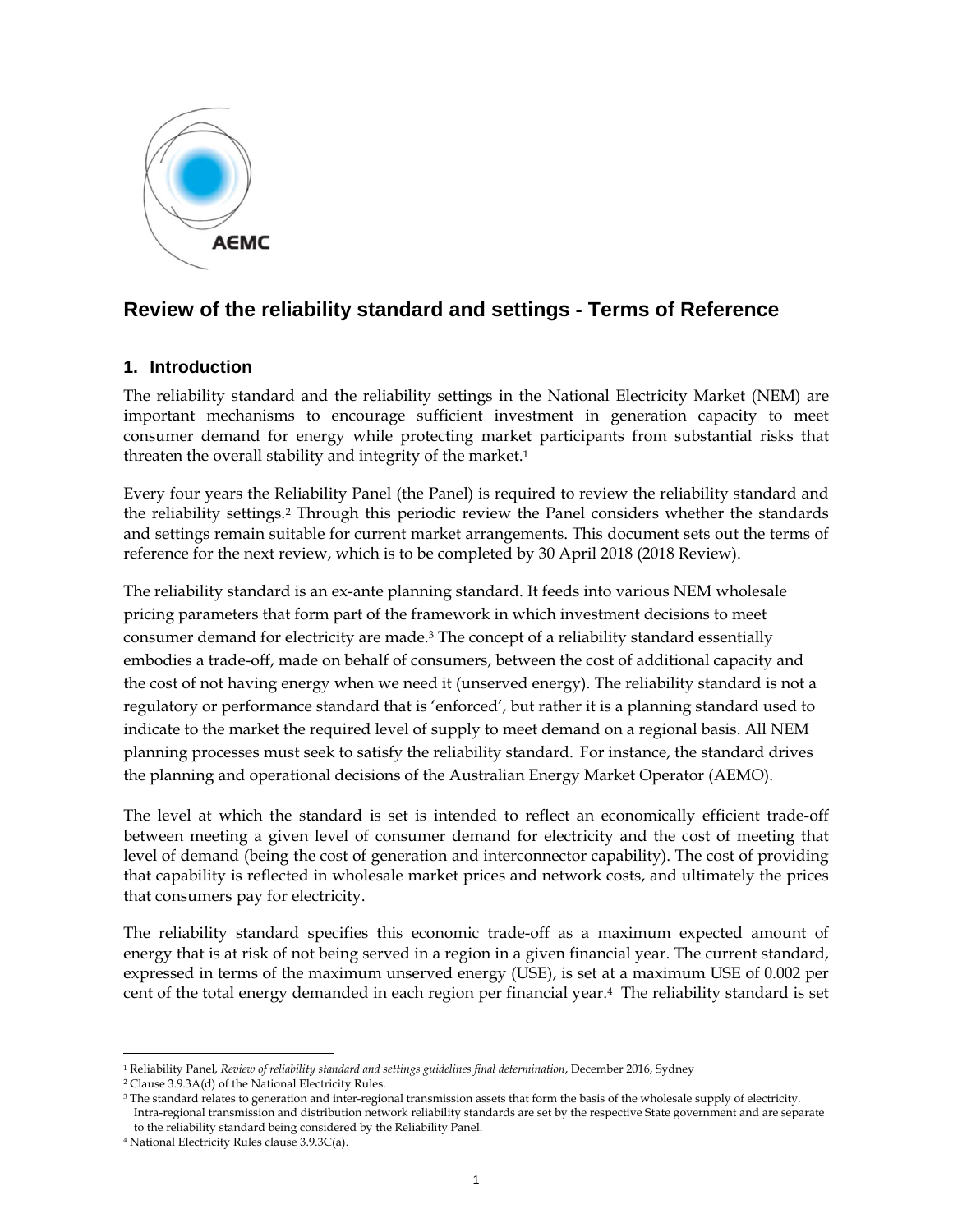AEMC

# Review of the reliability standard and settings - Terms of Reference

## 1. Introduction

The reliability standard and the reliability settings in the National Electricity Market (NEM) are important mechanisms to encourage sufficient investment in generation capacity to meet consumer demand for energy while protecting market participants from substantial risks that threaten the overall stability and integrity of the market.[1]

Every four years the Reliability Panel (the Panel) is required to review the reliability standard and the reliability settings.[2] Through this periodic review the Panel considers whether the standards and settings remain suitable for current market arrangements. This document sets out the terms of reference for the next review, which is to be completed by 30 April 2018 (2018 Review).

The reliability standard is an ex-ante planning standard. It feeds into various NEM wholesale pricing parameters that form part of the framework in which investment decisions to meet consumer demand for electricity are made.[3] The concept of a reliability standard essentially embodies a trade-off, made on behalf of consumers, between the cost of additional capacity and the cost of not having energy when we need it (unserved energy). The reliability standard is not a regulatory or performance standard that is 'enforced', but rather it is a planning standard used to indicate to the market the required level of supply to meet demand on a regional basis. All NEM planning processes must seek to satisfy the reliability standard. For instance, the standard drives the planning and operational decisions of the Australian Energy Market Operator (AEMO).

The level at which the standard is set is intended to reflect an economically efficient trade-off between meeting a given level of consumer demand for electricity and the cost of meeting that level of demand (being the cost of generation and interconnector capability). The cost of providing that capability is reflected in wholesale market prices and network costs, and ultimately the prices that consumers pay for electricity.

The reliability standard specifies this economic trade-off as a maximum expected amount of energy that is at risk of not being served in a region in a given financial year. The current standard, expressed in terms of the maximum unserved energy (USE), is set at a maximum USE of 0.002 per cent of the total energy demanded in each region per financial year.[4] The reliability standard is set

---

[1] Reliability Panel, *Review of reliability standard and settings guidelines final determination*, December 2016, Sydney

[2] Clause 3.9.3A(d) of the National Electricity Rules.

[3] The standard relates to generation and inter-regional transmission assets that form the basis of the wholesale supply of electricity. Intra-regional transmission and distribution network reliability standards are set by the respective State government and are separate to the reliability standard being considered by the Reliability Panel.

[4] National Electricity Rules clause 3.9.3C(a).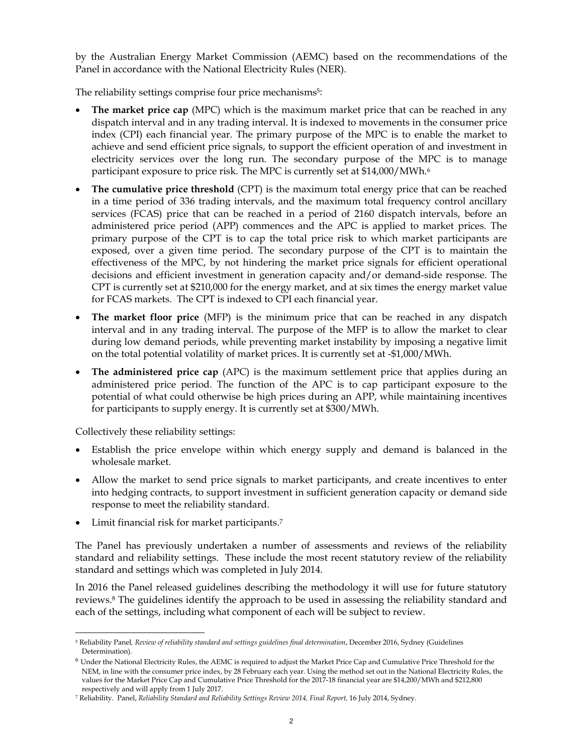by the Australian Energy Market Commission (AEMC) based on the recommendations of the Panel in accordance with the National Electricity Rules (NER).

The reliability settings comprise four price mechanisms[5]:

- **The market price cap** (MPC) which is the maximum market price that can be reached in any dispatch interval and in any trading interval. It is indexed to movements in the consumer price index (CPI) each financial year. The primary purpose of the MPC is to enable the market to achieve and send efficient price signals, to support the efficient operation of and investment in electricity services over the long run. The secondary purpose of the MPC is to manage participant exposure to price risk. The MPC is currently set at $14,000/MWh.[6]
- **The cumulative price threshold** (CPT) is the maximum total energy price that can be reached in a time period of 336 trading intervals, and the maximum total frequency control ancillary services (FCAS) price that can be reached in a period of 2160 dispatch intervals, before an administered price period (APP) commences and the APC is applied to market prices. The primary purpose of the CPT is to cap the total price risk to which market participants are exposed, over a given time period. The secondary purpose of the CPT is to maintain the effectiveness of the MPC, by not hindering the market price signals for efficient operational decisions and efficient investment in generation capacity and/or demand-side response. The CPT is currently set at $210,000 for the energy market, and at six times the energy market value for FCAS markets. The CPT is indexed to CPI each financial year.
- **The market floor price** (MFP) is the minimum price that can be reached in any dispatch interval and in any trading interval. The purpose of the MFP is to allow the market to clear during low demand periods, while preventing market instability by imposing a negative limit on the total potential volatility of market prices. It is currently set at -$1,000/MWh.
- **The administered price cap** (APC) is the maximum settlement price that applies during an administered price period. The function of the APC is to cap participant exposure to the potential of what could otherwise be high prices during an APP, while maintaining incentives for participants to supply energy. It is currently set at $300/MWh.

Collectively these reliability settings:

- Establish the price envelope within which energy supply and demand is balanced in the wholesale market.
- Allow the market to send price signals to market participants, and create incentives to enter into hedging contracts, to support investment in sufficient generation capacity or demand side response to meet the reliability standard.
- Limit financial risk for market participants.[7]

The Panel has previously undertaken a number of assessments and reviews of the reliability standard and reliability settings. These include the most recent statutory review of the reliability standard and settings which was completed in July 2014.

In 2016 the Panel released guidelines describing the methodology it will use for future statutory reviews.[8] The guidelines identify the approach to be used in assessing the reliability standard and each of the settings, including what component of each will be subject to review.

---

[5] Reliability Panel, *Review of reliability standard and settings guidelines final determination*, December 2016, Sydney (Guidelines Determination).

[6] Under the National Electricity Rules, the AEMC is required to adjust the Market Price Cap and Cumulative Price Threshold for the NEM, in line with the consumer price index, by 28 February each year. Using the method set out in the National Electricity Rules, the values for the Market Price Cap and Cumulative Price Threshold for the 2017-18 financial year are $14,200/MWh and $212,800 respectively and will apply from 1 July 2017.

[7] Reliability. Panel, *Reliability Standard and Reliability Settings Review 2014, Final Report,* 16 July 2014, Sydney.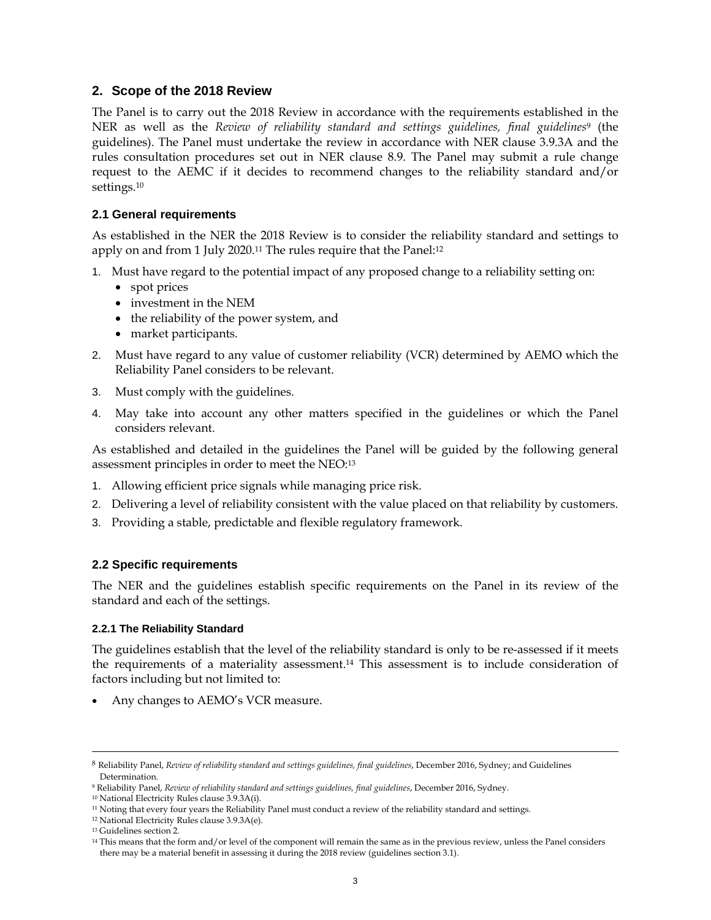## 2. Scope of the 2018 Review

The Panel is to carry out the 2018 Review in accordance with the requirements established in the NER as well as the *Review of reliability standard and settings guidelines, final guidelines*[9] (the guidelines). The Panel must undertake the review in accordance with NER clause 3.9.3A and the rules consultation procedures set out in NER clause 8.9. The Panel may submit a rule change request to the AEMC if it decides to recommend changes to the reliability standard and/or settings.[10]

### 2.1 General requirements

As established in the NER the 2018 Review is to consider the reliability standard and settings to apply on and from 1 July 2020.[11] The rules require that the Panel:[12]

1. Must have regard to the potential impact of any proposed change to a reliability setting on:
   - spot prices
   - investment in the NEM
   - the reliability of the power system, and
   - market participants.
2. Must have regard to any value of customer reliability (VCR) determined by AEMO which the Reliability Panel considers to be relevant.
3. Must comply with the guidelines.
4. May take into account any other matters specified in the guidelines or which the Panel considers relevant.

As established and detailed in the guidelines the Panel will be guided by the following general assessment principles in order to meet the NEO:[13]

1. Allowing efficient price signals while managing price risk.
2. Delivering a level of reliability consistent with the value placed on that reliability by customers.
3. Providing a stable, predictable and flexible regulatory framework.

### 2.2 Specific requirements

The NER and the guidelines establish specific requirements on the Panel in its review of the standard and each of the settings.

#### 2.2.1 The Reliability Standard

The guidelines establish that the level of the reliability standard is only to be re-assessed if it meets the requirements of a materiality assessment.[14] This assessment is to include consideration of factors including but not limited to:

- Any changes to AEMO's VCR measure.

---

[8] Reliability Panel, *Review of reliability standard and settings guidelines, final guidelines*, December 2016, Sydney; and Guidelines Determination.

[9] Reliability Panel, *Review of reliability standard and settings guidelines, final guidelines*, December 2016, Sydney.

[10] National Electricity Rules clause 3.9.3A(i).

[11] Noting that every four years the Reliability Panel must conduct a review of the reliability standard and settings.

[12] National Electricity Rules clause 3.9.3A(e).

[13] Guidelines section 2.

[14] This means that the form and/or level of the component will remain the same as in the previous review, unless the Panel considers there may be a material benefit in assessing it during the 2018 review (guidelines section 3.1).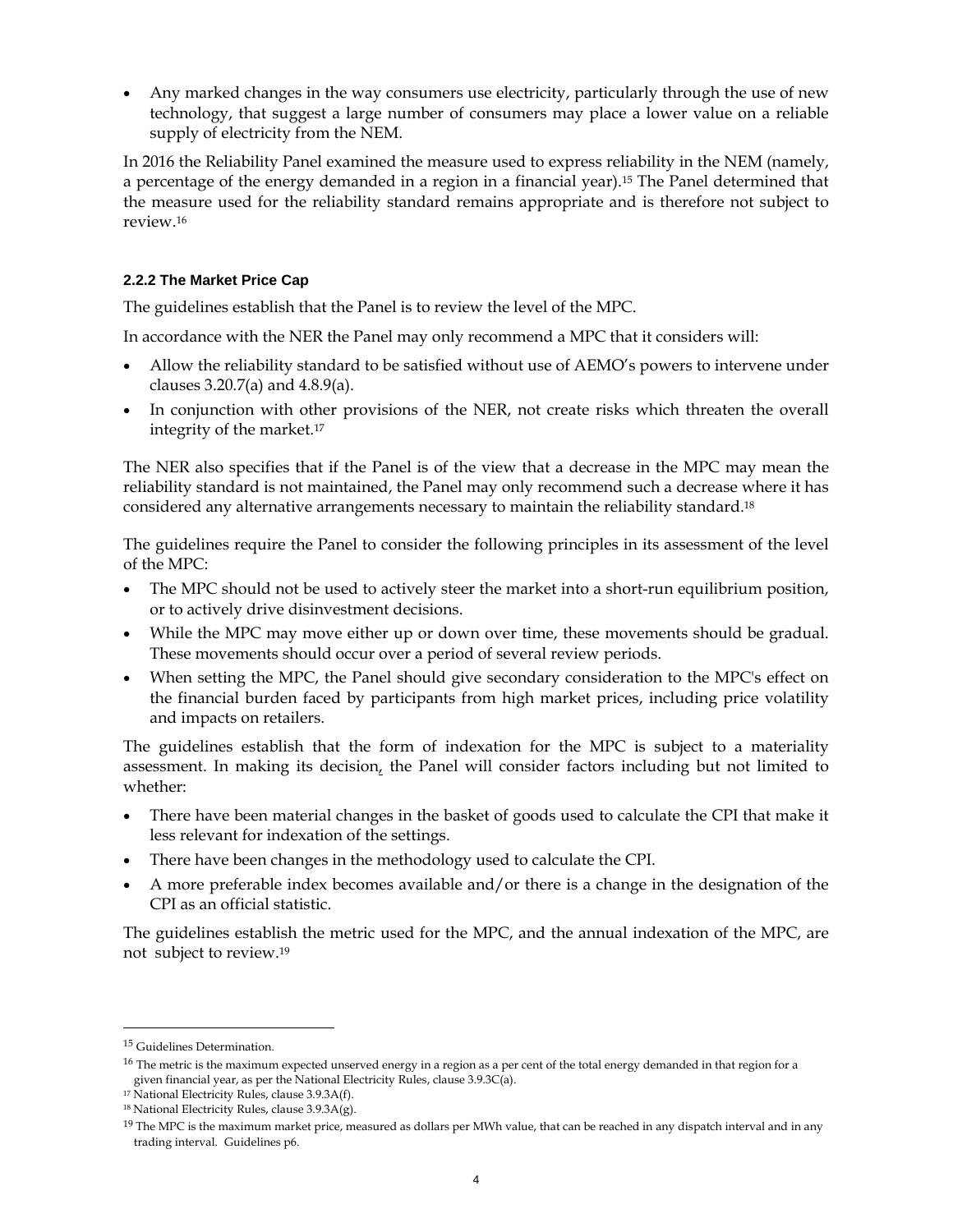- Any marked changes in the way consumers use electricity, particularly through the use of new technology, that suggest a large number of consumers may place a lower value on a reliable supply of electricity from the NEM.

In 2016 the Reliability Panel examined the measure used to express reliability in the NEM (namely, a percentage of the energy demanded in a region in a financial year).[15] The Panel determined that the measure used for the reliability standard remains appropriate and is therefore not subject to review.[16]

### 2.2.2 The Market Price Cap

The guidelines establish that the Panel is to review the level of the MPC.

In accordance with the NER the Panel may only recommend a MPC that it considers will:

- Allow the reliability standard to be satisfied without use of AEMO's powers to intervene under clauses 3.20.7(a) and 4.8.9(a).
- In conjunction with other provisions of the NER, not create risks which threaten the overall integrity of the market.[17]

The NER also specifies that if the Panel is of the view that a decrease in the MPC may mean the reliability standard is not maintained, the Panel may only recommend such a decrease where it has considered any alternative arrangements necessary to maintain the reliability standard.[18]

The guidelines require the Panel to consider the following principles in its assessment of the level of the MPC:

- The MPC should not be used to actively steer the market into a short-run equilibrium position, or to actively drive disinvestment decisions.
- While the MPC may move either up or down over time, these movements should be gradual. These movements should occur over a period of several review periods.
- When setting the MPC, the Panel should give secondary consideration to the MPC's effect on the financial burden faced by participants from high market prices, including price volatility and impacts on retailers.

The guidelines establish that the form of indexation for the MPC is subject to a materiality assessment. In making its decision, the Panel will consider factors including but not limited to whether:

- There have been material changes in the basket of goods used to calculate the CPI that make it less relevant for indexation of the settings.
- There have been changes in the methodology used to calculate the CPI.
- A more preferable index becomes available and/or there is a change in the designation of the CPI as an official statistic.

The guidelines establish the metric used for the MPC, and the annual indexation of the MPC, are not subject to review.[19]

---

[15] Guidelines Determination.

[16] The metric is the maximum expected unserved energy in a region as a per cent of the total energy demanded in that region for a given financial year, as per the National Electricity Rules, clause 3.9.3C(a).

[17] National Electricity Rules, clause 3.9.3A(f).

[18] National Electricity Rules, clause 3.9.3A(g).

[19] The MPC is the maximum market price, measured as dollars per MWh value, that can be reached in any dispatch interval and in any trading interval. Guidelines p6.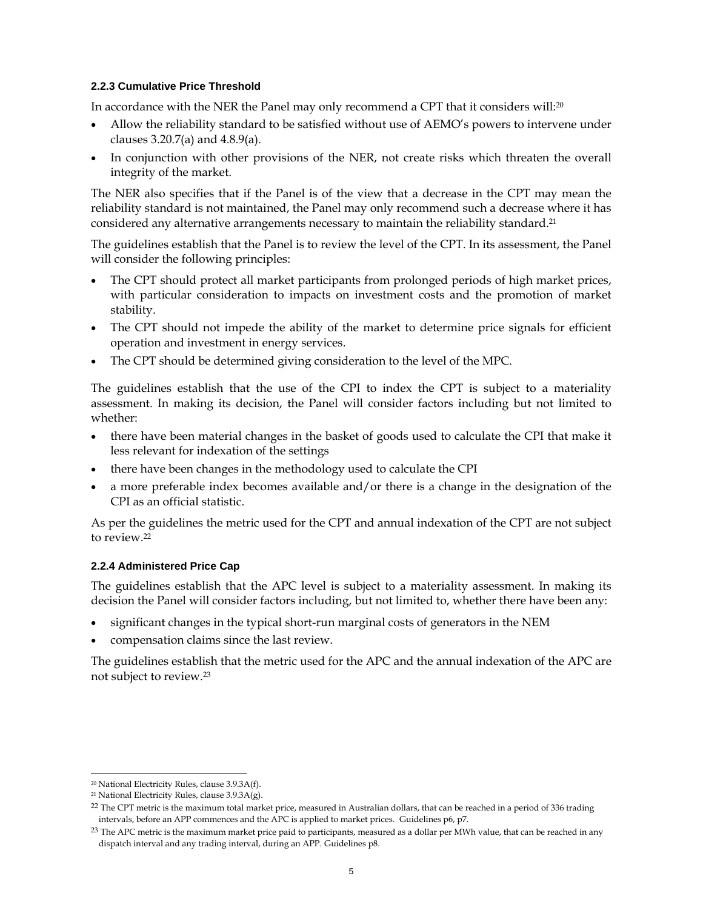### 2.2.3 Cumulative Price Threshold

In accordance with the NER the Panel may only recommend a CPT that it considers will:[20]

- Allow the reliability standard to be satisfied without use of AEMO's powers to intervene under clauses 3.20.7(a) and 4.8.9(a).
- In conjunction with other provisions of the NER, not create risks which threaten the overall integrity of the market.

The NER also specifies that if the Panel is of the view that a decrease in the CPT may mean the reliability standard is not maintained, the Panel may only recommend such a decrease where it has considered any alternative arrangements necessary to maintain the reliability standard.[21]

The guidelines establish that the Panel is to review the level of the CPT. In its assessment, the Panel will consider the following principles:

- The CPT should protect all market participants from prolonged periods of high market prices, with particular consideration to impacts on investment costs and the promotion of market stability.
- The CPT should not impede the ability of the market to determine price signals for efficient operation and investment in energy services.
- The CPT should be determined giving consideration to the level of the MPC.

The guidelines establish that the use of the CPI to index the CPT is subject to a materiality assessment. In making its decision, the Panel will consider factors including but not limited to whether:

- there have been material changes in the basket of goods used to calculate the CPI that make it less relevant for indexation of the settings
- there have been changes in the methodology used to calculate the CPI
- a more preferable index becomes available and/or there is a change in the designation of the CPI as an official statistic.

As per the guidelines the metric used for the CPT and annual indexation of the CPT are not subject to review.[22]

### 2.2.4 Administered Price Cap

The guidelines establish that the APC level is subject to a materiality assessment. In making its decision the Panel will consider factors including, but not limited to, whether there have been any:

- significant changes in the typical short-run marginal costs of generators in the NEM
- compensation claims since the last review.

The guidelines establish that the metric used for the APC and the annual indexation of the APC are not subject to review.[23]

---

[20] National Electricity Rules, clause 3.9.3A(f).

[21] National Electricity Rules, clause 3.9.3A(g).

[22] The CPT metric is the maximum total market price, measured in Australian dollars, that can be reached in a period of 336 trading intervals, before an APP commences and the APC is applied to market prices. Guidelines p6, p7.

[23] The APC metric is the maximum market price paid to participants, measured as a dollar per MWh value, that can be reached in any dispatch interval and any trading interval, during an APP. Guidelines p8.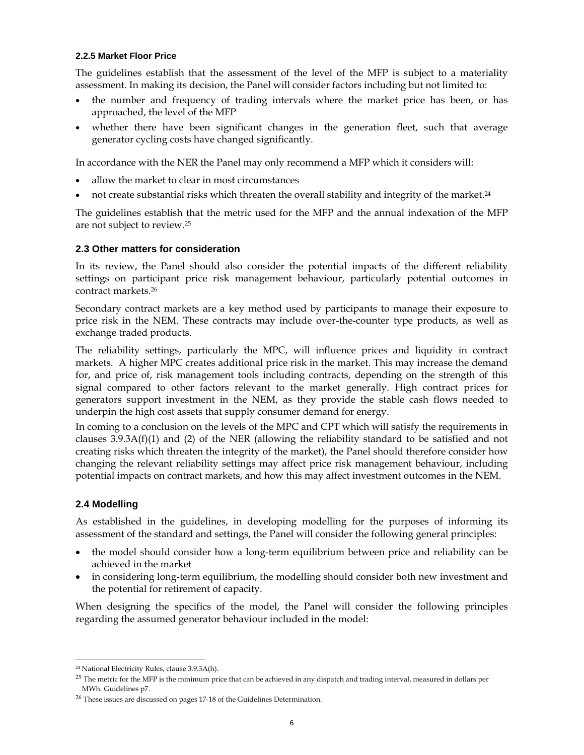#### 2.2.5 Market Floor Price

The guidelines establish that the assessment of the level of the MFP is subject to a materiality assessment. In making its decision, the Panel will consider factors including but not limited to:

- the number and frequency of trading intervals where the market price has been, or has approached, the level of the MFP
- whether there have been significant changes in the generation fleet, such that average generator cycling costs have changed significantly.

In accordance with the NER the Panel may only recommend a MFP which it considers will:

- allow the market to clear in most circumstances
- not create substantial risks which threaten the overall stability and integrity of the market.[24]

The guidelines establish that the metric used for the MFP and the annual indexation of the MFP are not subject to review.[25]

### 2.3 Other matters for consideration

In its review, the Panel should also consider the potential impacts of the different reliability settings on participant price risk management behaviour, particularly potential outcomes in contract markets.[26]

Secondary contract markets are a key method used by participants to manage their exposure to price risk in the NEM. These contracts may include over-the-counter type products, as well as exchange traded products.

The reliability settings, particularly the MPC, will influence prices and liquidity in contract markets. A higher MPC creates additional price risk in the market. This may increase the demand for, and price of, risk management tools including contracts, depending on the strength of this signal compared to other factors relevant to the market generally. High contract prices for generators support investment in the NEM, as they provide the stable cash flows needed to underpin the high cost assets that supply consumer demand for energy.

In coming to a conclusion on the levels of the MPC and CPT which will satisfy the requirements in clauses 3.9.3A(f)(1) and (2) of the NER (allowing the reliability standard to be satisfied and not creating risks which threaten the integrity of the market), the Panel should therefore consider how changing the relevant reliability settings may affect price risk management behaviour, including potential impacts on contract markets, and how this may affect investment outcomes in the NEM.

### 2.4 Modelling

As established in the guidelines, in developing modelling for the purposes of informing its assessment of the standard and settings, the Panel will consider the following general principles:

- the model should consider how a long-term equilibrium between price and reliability can be achieved in the market
- in considering long-term equilibrium, the modelling should consider both new investment and the potential for retirement of capacity.

When designing the specifics of the model, the Panel will consider the following principles regarding the assumed generator behaviour included in the model:

---

[24] National Electricity Rules, clause 3.9.3A(h).

[25] The metric for the MFP is the minimum price that can be achieved in any dispatch and trading interval, measured in dollars per MWh. Guidelines p7.

[26] These issues are discussed on pages 17-18 of the Guidelines Determination.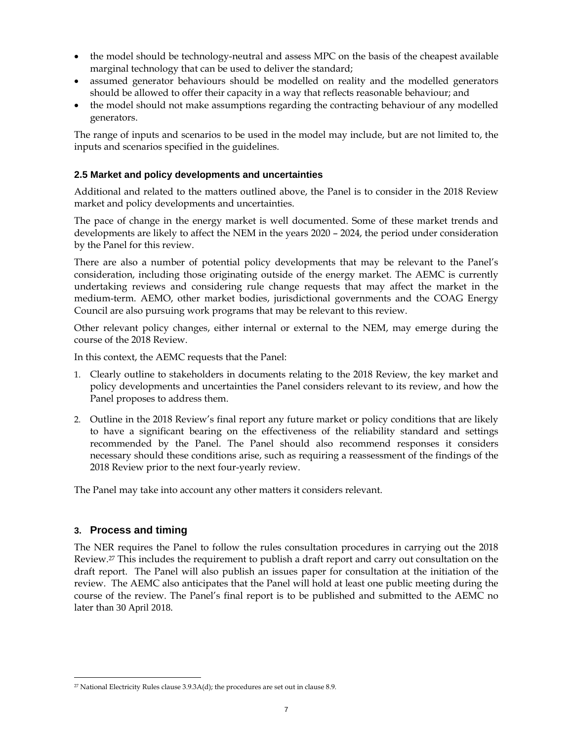- the model should be technology-neutral and assess MPC on the basis of the cheapest available marginal technology that can be used to deliver the standard;
- assumed generator behaviours should be modelled on reality and the modelled generators should be allowed to offer their capacity in a way that reflects reasonable behaviour; and
- the model should not make assumptions regarding the contracting behaviour of any modelled generators.

The range of inputs and scenarios to be used in the model may include, but are not limited to, the inputs and scenarios specified in the guidelines.

### 2.5 Market and policy developments and uncertainties

Additional and related to the matters outlined above, the Panel is to consider in the 2018 Review market and policy developments and uncertainties.

The pace of change in the energy market is well documented. Some of these market trends and developments are likely to affect the NEM in the years 2020 – 2024, the period under consideration by the Panel for this review.

There are also a number of potential policy developments that may be relevant to the Panel's consideration, including those originating outside of the energy market. The AEMC is currently undertaking reviews and considering rule change requests that may affect the market in the medium-term. AEMO, other market bodies, jurisdictional governments and the COAG Energy Council are also pursuing work programs that may be relevant to this review.

Other relevant policy changes, either internal or external to the NEM, may emerge during the course of the 2018 Review.

In this context, the AEMC requests that the Panel:

1. Clearly outline to stakeholders in documents relating to the 2018 Review, the key market and policy developments and uncertainties the Panel considers relevant to its review, and how the Panel proposes to address them.

2. Outline in the 2018 Review's final report any future market or policy conditions that are likely to have a significant bearing on the effectiveness of the reliability standard and settings recommended by the Panel. The Panel should also recommend responses it considers necessary should these conditions arise, such as requiring a reassessment of the findings of the 2018 Review prior to the next four-yearly review.

The Panel may take into account any other matters it considers relevant.

## 3. Process and timing

The NER requires the Panel to follow the rules consultation procedures in carrying out the 2018 Review.[27] This includes the requirement to publish a draft report and carry out consultation on the draft report. The Panel will also publish an issues paper for consultation at the initiation of the review. The AEMC also anticipates that the Panel will hold at least one public meeting during the course of the review. The Panel's final report is to be published and submitted to the AEMC no later than 30 April 2018.

[27] National Electricity Rules clause 3.9.3A(d); the procedures are set out in clause 8.9.